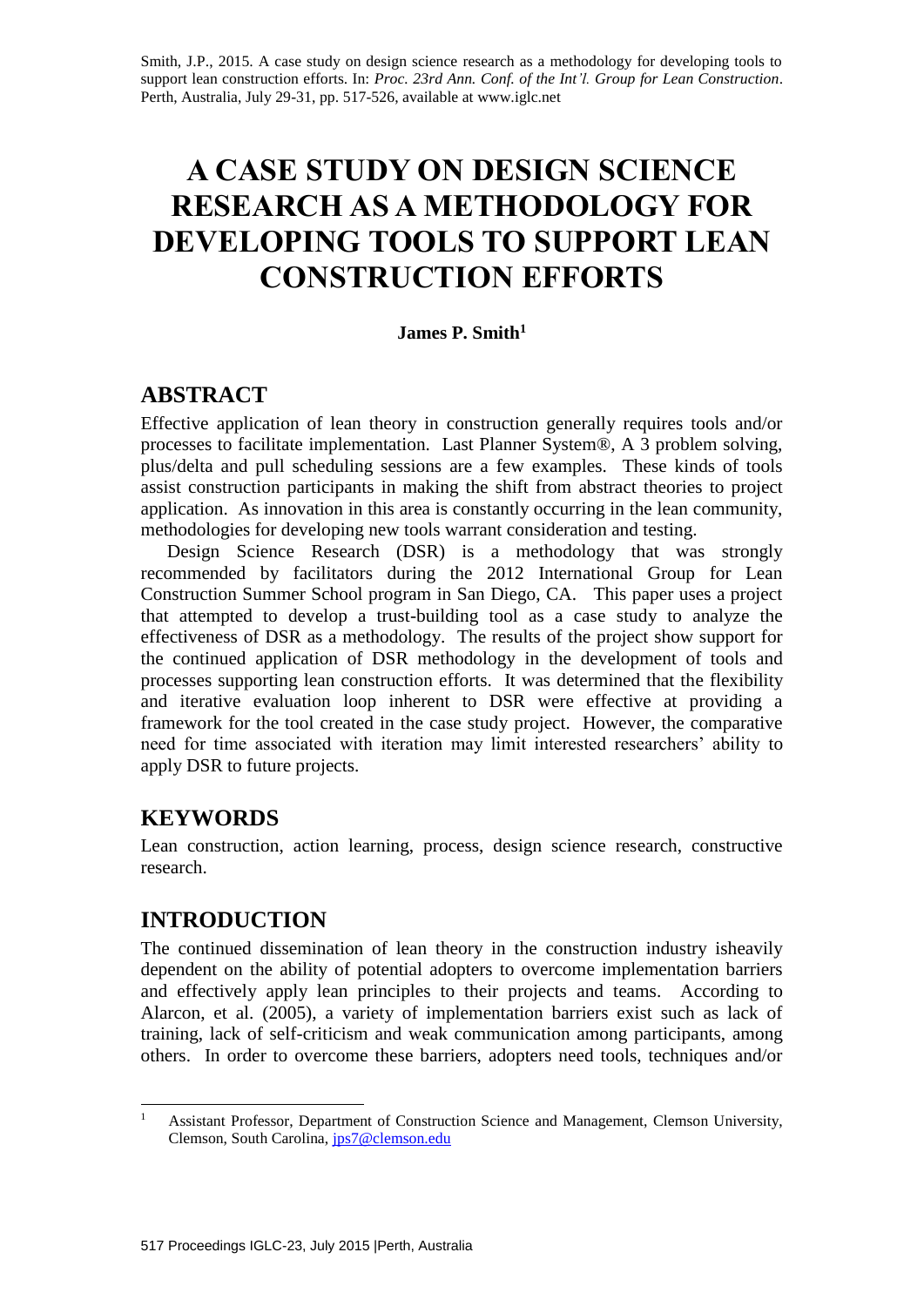Smith, J.P., 2015. A case study on design science research as a methodology for developing tools to support lean construction efforts. In: *Proc. 23rd Ann. Conf. of the Int'l. Group for Lean Construction*. Perth, Australia, July 29-31, pp. 517-526, available at www.iglc.net

# A CASE STUDY ON DESIGN SCIENCE RESEARCH AS A METHODOLOGY FOR DEVELOPING TOOLS TO SUPPORT LEAN CONSTRUCTION EFFORTS

**James P. Smith[1]**

## ABSTRACT

Effective application of lean theory in construction generally requires tools and/or processes to facilitate implementation. Last Planner System®, A 3 problem solving, plus/delta and pull scheduling sessions are a few examples. These kinds of tools assist construction participants in making the shift from abstract theories to project application. As innovation in this area is constantly occurring in the lean community, methodologies for developing new tools warrant consideration and testing.

Design Science Research (DSR) is a methodology that was strongly recommended by facilitators during the 2012 International Group for Lean Construction Summer School program in San Diego, CA. This paper uses a project that attempted to develop a trust-building tool as a case study to analyze the effectiveness of DSR as a methodology. The results of the project show support for the continued application of DSR methodology in the development of tools and processes supporting lean construction efforts. It was determined that the flexibility and iterative evaluation loop inherent to DSR were effective at providing a framework for the tool created in the case study project. However, the comparative need for time associated with iteration may limit interested researchers' ability to apply DSR to future projects.

## KEYWORDS

Lean construction, action learning, process, design science research, constructive research.

## INTRODUCTION

The continued dissemination of lean theory in the construction industry isheavily dependent on the ability of potential adopters to overcome implementation barriers and effectively apply lean principles to their projects and teams. According to Alarcon, et al. (2005), a variety of implementation barriers exist such as lack of training, lack of self-criticism and weak communication among participants, among others. In order to overcome these barriers, adopters need tools, techniques and/or

[1] Assistant Professor, Department of Construction Science and Management, Clemson University, Clemson, South Carolina, jps7@clemson.edu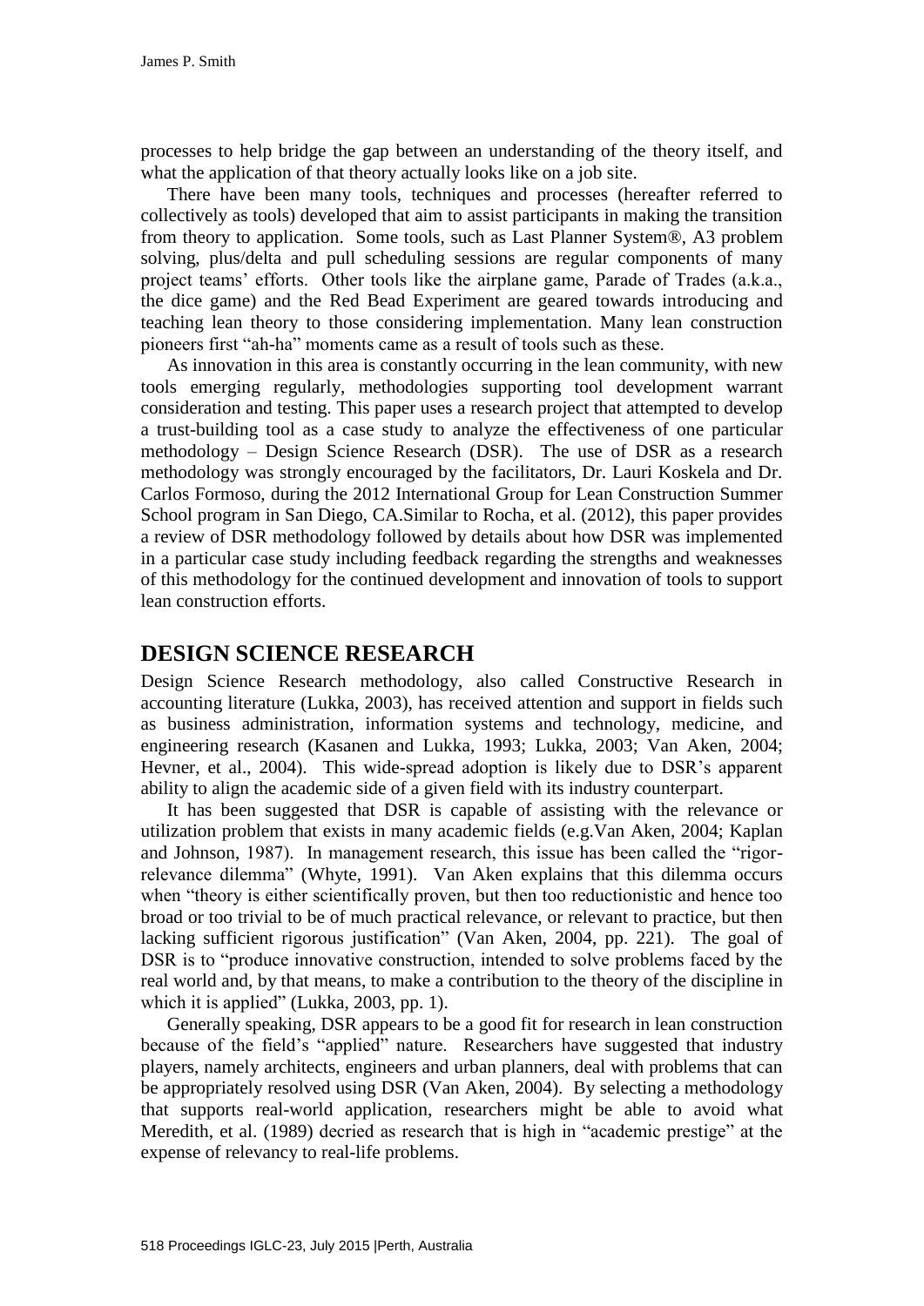processes to help bridge the gap between an understanding of the theory itself, and what the application of that theory actually looks like on a job site.

There have been many tools, techniques and processes (hereafter referred to collectively as tools) developed that aim to assist participants in making the transition from theory to application. Some tools, such as Last Planner System®, A3 problem solving, plus/delta and pull scheduling sessions are regular components of many project teams' efforts. Other tools like the airplane game, Parade of Trades (a.k.a., the dice game) and the Red Bead Experiment are geared towards introducing and teaching lean theory to those considering implementation. Many lean construction pioneers first "ah-ha" moments came as a result of tools such as these.

As innovation in this area is constantly occurring in the lean community, with new tools emerging regularly, methodologies supporting tool development warrant consideration and testing. This paper uses a research project that attempted to develop a trust-building tool as a case study to analyze the effectiveness of one particular methodology – Design Science Research (DSR). The use of DSR as a research methodology was strongly encouraged by the facilitators, Dr. Lauri Koskela and Dr. Carlos Formoso, during the 2012 International Group for Lean Construction Summer School program in San Diego, CA.Similar to Rocha, et al. (2012), this paper provides a review of DSR methodology followed by details about how DSR was implemented in a particular case study including feedback regarding the strengths and weaknesses of this methodology for the continued development and innovation of tools to support lean construction efforts.

## DESIGN SCIENCE RESEARCH

Design Science Research methodology, also called Constructive Research in accounting literature (Lukka, 2003), has received attention and support in fields such as business administration, information systems and technology, medicine, and engineering research (Kasanen and Lukka, 1993; Lukka, 2003; Van Aken, 2004; Hevner, et al., 2004). This wide-spread adoption is likely due to DSR's apparent ability to align the academic side of a given field with its industry counterpart.

It has been suggested that DSR is capable of assisting with the relevance or utilization problem that exists in many academic fields (e.g.Van Aken, 2004; Kaplan and Johnson, 1987). In management research, this issue has been called the "rigor-relevance dilemma" (Whyte, 1991). Van Aken explains that this dilemma occurs when "theory is either scientifically proven, but then too reductionistic and hence too broad or too trivial to be of much practical relevance, or relevant to practice, but then lacking sufficient rigorous justification" (Van Aken, 2004, pp. 221). The goal of DSR is to "produce innovative construction, intended to solve problems faced by the real world and, by that means, to make a contribution to the theory of the discipline in which it is applied" (Lukka, 2003, pp. 1).

Generally speaking, DSR appears to be a good fit for research in lean construction because of the field's "applied" nature. Researchers have suggested that industry players, namely architects, engineers and urban planners, deal with problems that can be appropriately resolved using DSR (Van Aken, 2004). By selecting a methodology that supports real-world application, researchers might be able to avoid what Meredith, et al. (1989) decried as research that is high in "academic prestige" at the expense of relevancy to real-life problems.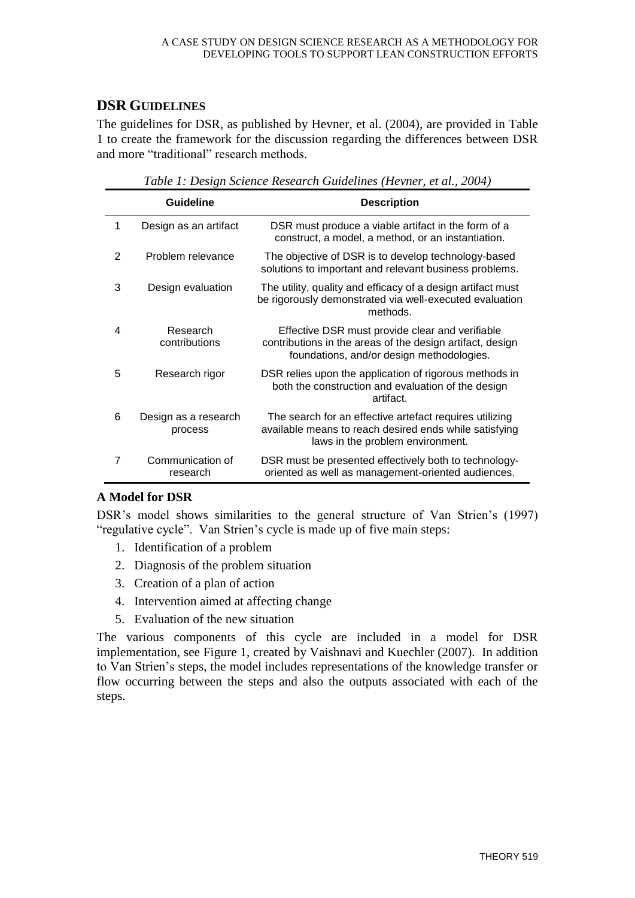## DSR GUIDELINES

The guidelines for DSR, as published by Hevner, et al. (2004), are provided in Table 1 to create the framework for the discussion regarding the differences between DSR and more "traditional" research methods.

*Table 1: Design Science Research Guidelines (Hevner, et al., 2004)*

| | Guideline | Description |
|---|---|---|
| 1 | Design as an artifact | DSR must produce a viable artifact in the form of a construct, a model, a method, or an instantiation. |
| 2 | Problem relevance | The objective of DSR is to develop technology-based solutions to important and relevant business problems. |
| 3 | Design evaluation | The utility, quality and efficacy of a design artifact must be rigorously demonstrated via well-executed evaluation methods. |
| 4 | Research contributions | Effective DSR must provide clear and verifiable contributions in the areas of the design artifact, design foundations, and/or design methodologies. |
| 5 | Research rigor | DSR relies upon the application of rigorous methods in both the construction and evaluation of the design artifact. |
| 6 | Design as a research process | The search for an effective artefact requires utilizing available means to reach desired ends while satisfying laws in the problem environment. |
| 7 | Communication of research | DSR must be presented effectively both to technology-oriented as well as management-oriented audiences. |

### A Model for DSR

DSR's model shows similarities to the general structure of Van Strien's (1997) "regulative cycle". Van Strien's cycle is made up of five main steps:

1. Identification of a problem
2. Diagnosis of the problem situation
3. Creation of a plan of action
4. Intervention aimed at affecting change
5. Evaluation of the new situation

The various components of this cycle are included in a model for DSR implementation, see Figure 1, created by Vaishnavi and Kuechler (2007). In addition to Van Strien's steps, the model includes representations of the knowledge transfer or flow occurring between the steps and also the outputs associated with each of the steps.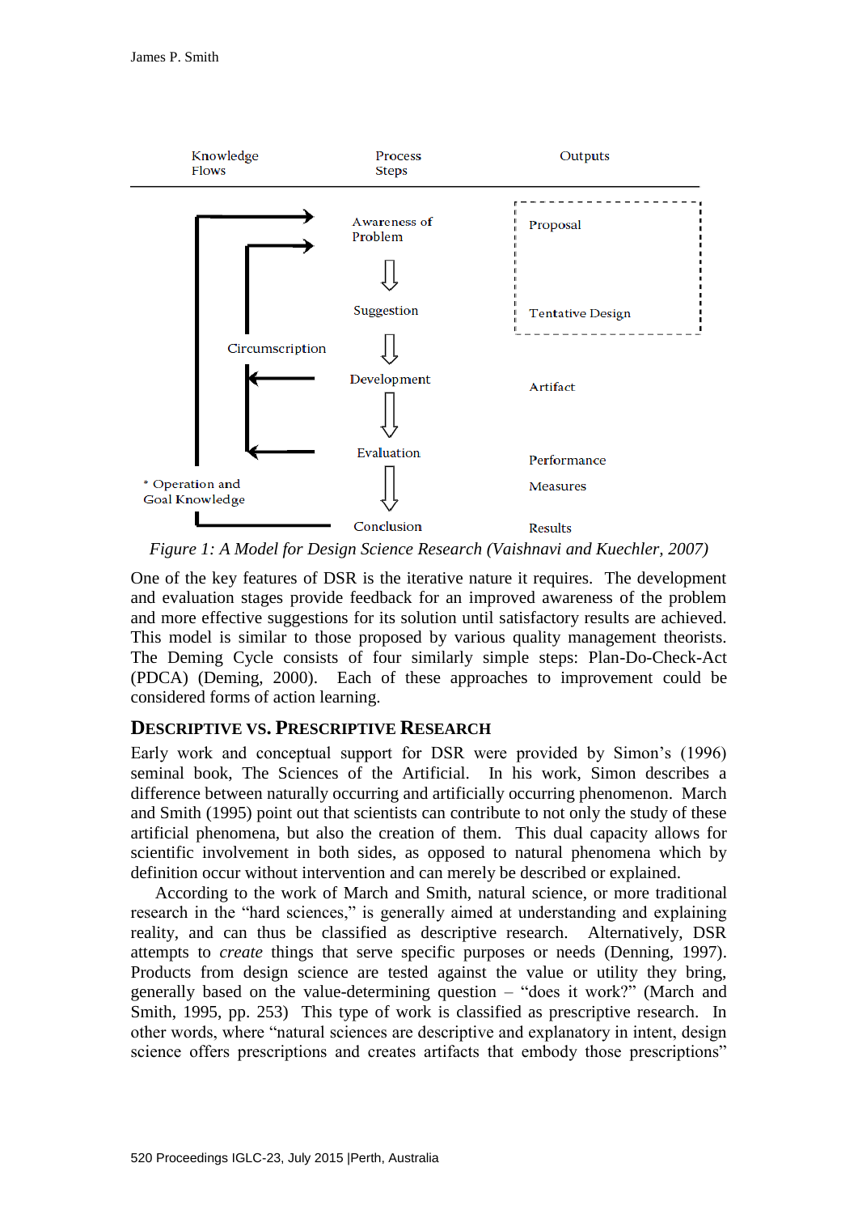| Knowledge Flows | Process Steps | Outputs |
| --- | --- | --- |
| | Awareness of Problem | Proposal |
| | Suggestion | Tentative Design |
| Circumscription | Development | Artifact |
| | Evaluation | Performance Measures |
| * Operation and Goal Knowledge | Conclusion | Results |

*Figure 1: A Model for Design Science Research (Vaishnavi and Kuechler, 2007)*

One of the key features of DSR is the iterative nature it requires. The development and evaluation stages provide feedback for an improved awareness of the problem and more effective suggestions for its solution until satisfactory results are achieved. This model is similar to those proposed by various quality management theorists. The Deming Cycle consists of four similarly simple steps: Plan-Do-Check-Act (PDCA) (Deming, 2000). Each of these approaches to improvement could be considered forms of action learning.

## DESCRIPTIVE VS. PRESCRIPTIVE RESEARCH

Early work and conceptual support for DSR were provided by Simon's (1996) seminal book, The Sciences of the Artificial. In his work, Simon describes a difference between naturally occurring and artificially occurring phenomenon. March and Smith (1995) point out that scientists can contribute to not only the study of these artificial phenomena, but also the creation of them. This dual capacity allows for scientific involvement in both sides, as opposed to natural phenomena which by definition occur without intervention and can merely be described or explained.

According to the work of March and Smith, natural science, or more traditional research in the "hard sciences," is generally aimed at understanding and explaining reality, and can thus be classified as descriptive research. Alternatively, DSR attempts to *create* things that serve specific purposes or needs (Denning, 1997). Products from design science are tested against the value or utility they bring, generally based on the value-determining question – "does it work?" (March and Smith, 1995, pp. 253) This type of work is classified as prescriptive research. In other words, where "natural sciences are descriptive and explanatory in intent, design science offers prescriptions and creates artifacts that embody those prescriptions"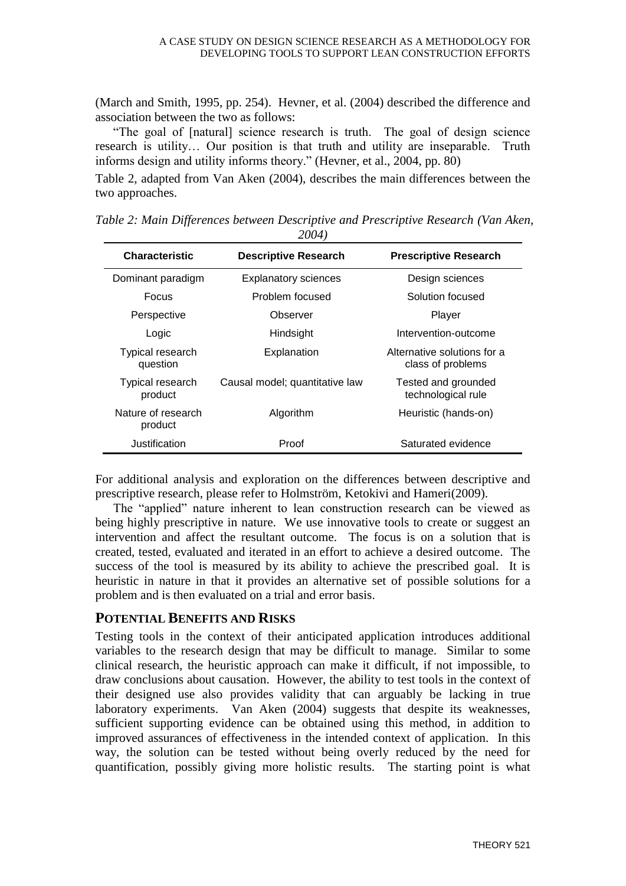(March and Smith, 1995, pp. 254). Hevner, et al. (2004) described the difference and association between the two as follows:

"The goal of [natural] science research is truth. The goal of design science research is utility… Our position is that truth and utility are inseparable. Truth informs design and utility informs theory." (Hevner, et al., 2004, pp. 80)

Table 2, adapted from Van Aken (2004), describes the main differences between the two approaches.

*Table 2: Main Differences between Descriptive and Prescriptive Research (Van Aken, 2004)*

| Characteristic | Descriptive Research | Prescriptive Research |
|---|---|---|
| Dominant paradigm | Explanatory sciences | Design sciences |
| Focus | Problem focused | Solution focused |
| Perspective | Observer | Player |
| Logic | Hindsight | Intervention-outcome |
| Typical research question | Explanation | Alternative solutions for a class of problems |
| Typical research product | Causal model; quantitative law | Tested and grounded technological rule |
| Nature of research product | Algorithm | Heuristic (hands-on) |
| Justification | Proof | Saturated evidence |

For additional analysis and exploration on the differences between descriptive and prescriptive research, please refer to Holmström, Ketokivi and Hameri(2009).

The "applied" nature inherent to lean construction research can be viewed as being highly prescriptive in nature. We use innovative tools to create or suggest an intervention and affect the resultant outcome. The focus is on a solution that is created, tested, evaluated and iterated in an effort to achieve a desired outcome. The success of the tool is measured by its ability to achieve the prescribed goal. It is heuristic in nature in that it provides an alternative set of possible solutions for a problem and is then evaluated on a trial and error basis.

## POTENTIAL BENEFITS AND RISKS

Testing tools in the context of their anticipated application introduces additional variables to the research design that may be difficult to manage. Similar to some clinical research, the heuristic approach can make it difficult, if not impossible, to draw conclusions about causation. However, the ability to test tools in the context of their designed use also provides validity that can arguably be lacking in true laboratory experiments. Van Aken (2004) suggests that despite its weaknesses, sufficient supporting evidence can be obtained using this method, in addition to improved assurances of effectiveness in the intended context of application. In this way, the solution can be tested without being overly reduced by the need for quantification, possibly giving more holistic results. The starting point is what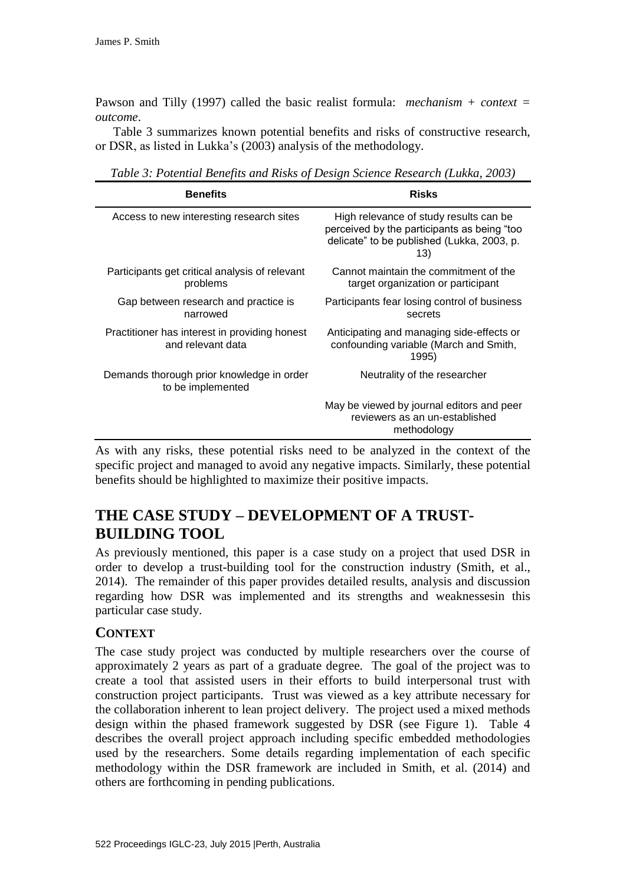Pawson and Tilly (1997) called the basic realist formula: *mechanism* + *context* = *outcome*.

Table 3 summarizes known potential benefits and risks of constructive research, or DSR, as listed in Lukka's (2003) analysis of the methodology.

*Table 3: Potential Benefits and Risks of Design Science Research (Lukka, 2003)*

| Benefits | Risks |
|---|---|
| Access to new interesting research sites | High relevance of study results can be perceived by the participants as being "too delicate" to be published (Lukka, 2003, p. 13) |
| Participants get critical analysis of relevant problems | Cannot maintain the commitment of the target organization or participant |
| Gap between research and practice is narrowed | Participants fear losing control of business secrets |
| Practitioner has interest in providing honest and relevant data | Anticipating and managing side-effects or confounding variable (March and Smith, 1995) |
| Demands thorough prior knowledge in order to be implemented | Neutrality of the researcher |
| | May be viewed by journal editors and peer reviewers as an un-established methodology |

As with any risks, these potential risks need to be analyzed in the context of the specific project and managed to avoid any negative impacts. Similarly, these potential benefits should be highlighted to maximize their positive impacts.

# THE CASE STUDY – DEVELOPMENT OF A TRUST-BUILDING TOOL

As previously mentioned, this paper is a case study on a project that used DSR in order to develop a trust-building tool for the construction industry (Smith, et al., 2014). The remainder of this paper provides detailed results, analysis and discussion regarding how DSR was implemented and its strengths and weaknessesin this particular case study.

## CONTEXT

The case study project was conducted by multiple researchers over the course of approximately 2 years as part of a graduate degree. The goal of the project was to create a tool that assisted users in their efforts to build interpersonal trust with construction project participants. Trust was viewed as a key attribute necessary for the collaboration inherent to lean project delivery. The project used a mixed methods design within the phased framework suggested by DSR (see Figure 1). Table 4 describes the overall project approach including specific embedded methodologies used by the researchers. Some details regarding implementation of each specific methodology within the DSR framework are included in Smith, et al. (2014) and others are forthcoming in pending publications.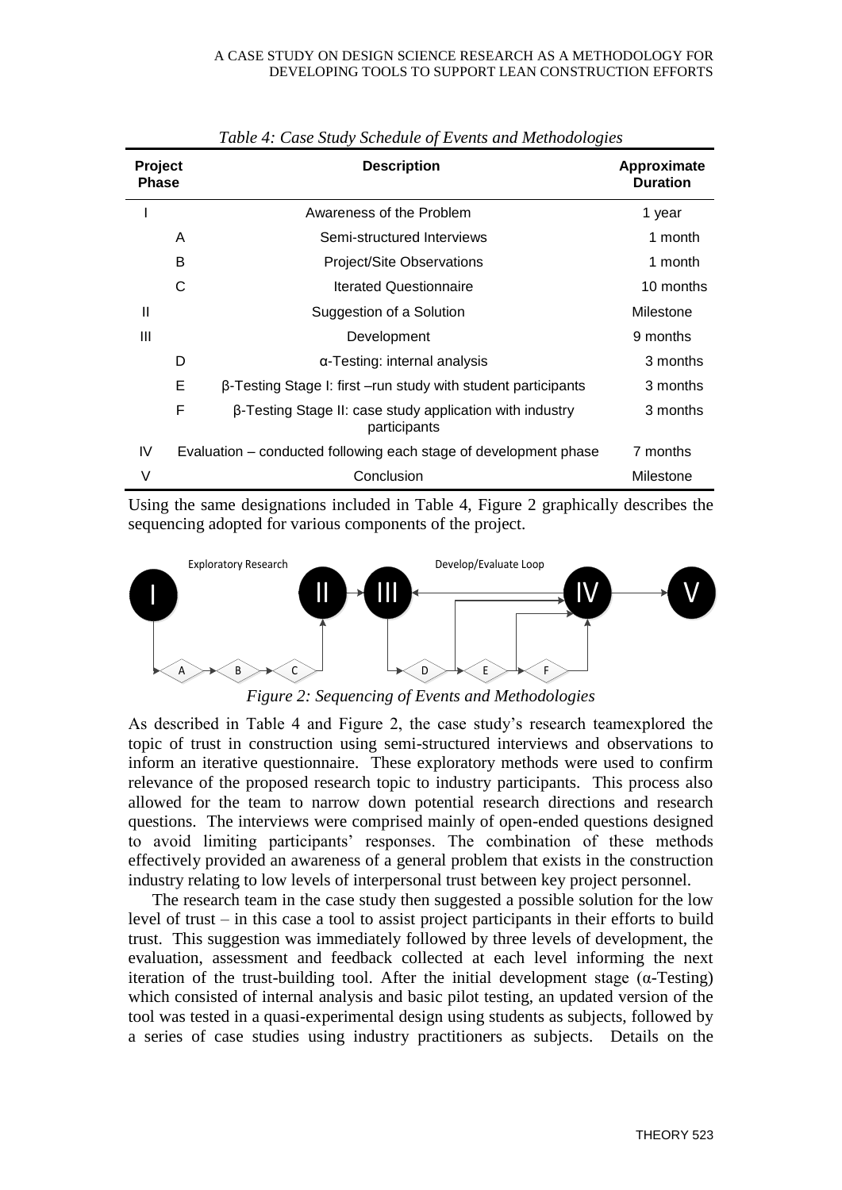*Table 4: Case Study Schedule of Events and Methodologies*

| Project Phase | | Description | Approximate Duration |
|---|---|---|---|
| I | | Awareness of the Problem | 1 year |
| | A | Semi-structured Interviews | 1 month |
| | B | Project/Site Observations | 1 month |
| | C | Iterated Questionnaire | 10 months |
| II | | Suggestion of a Solution | Milestone |
| III | | Development | 9 months |
| | D | α-Testing: internal analysis | 3 months |
| | E | β-Testing Stage I: first –run study with student participants | 3 months |
| | F | β-Testing Stage II: case study application with industry participants | 3 months |
| IV | | Evaluation – conducted following each stage of development phase | 7 months |
| V | | Conclusion | Milestone |

Using the same designations included in Table 4, Figure 2 graphically describes the sequencing adopted for various components of the project.

*Figure 2: Sequencing of Events and Methodologies*

As described in Table 4 and Figure 2, the case study's research teamexplored the topic of trust in construction using semi-structured interviews and observations to inform an iterative questionnaire. These exploratory methods were used to confirm relevance of the proposed research topic to industry participants. This process also allowed for the team to narrow down potential research directions and research questions. The interviews were comprised mainly of open-ended questions designed to avoid limiting participants' responses. The combination of these methods effectively provided an awareness of a general problem that exists in the construction industry relating to low levels of interpersonal trust between key project personnel.

The research team in the case study then suggested a possible solution for the low level of trust – in this case a tool to assist project participants in their efforts to build trust. This suggestion was immediately followed by three levels of development, the evaluation, assessment and feedback collected at each level informing the next iteration of the trust-building tool. After the initial development stage (α-Testing) which consisted of internal analysis and basic pilot testing, an updated version of the tool was tested in a quasi-experimental design using students as subjects, followed by a series of case studies using industry practitioners as subjects. Details on the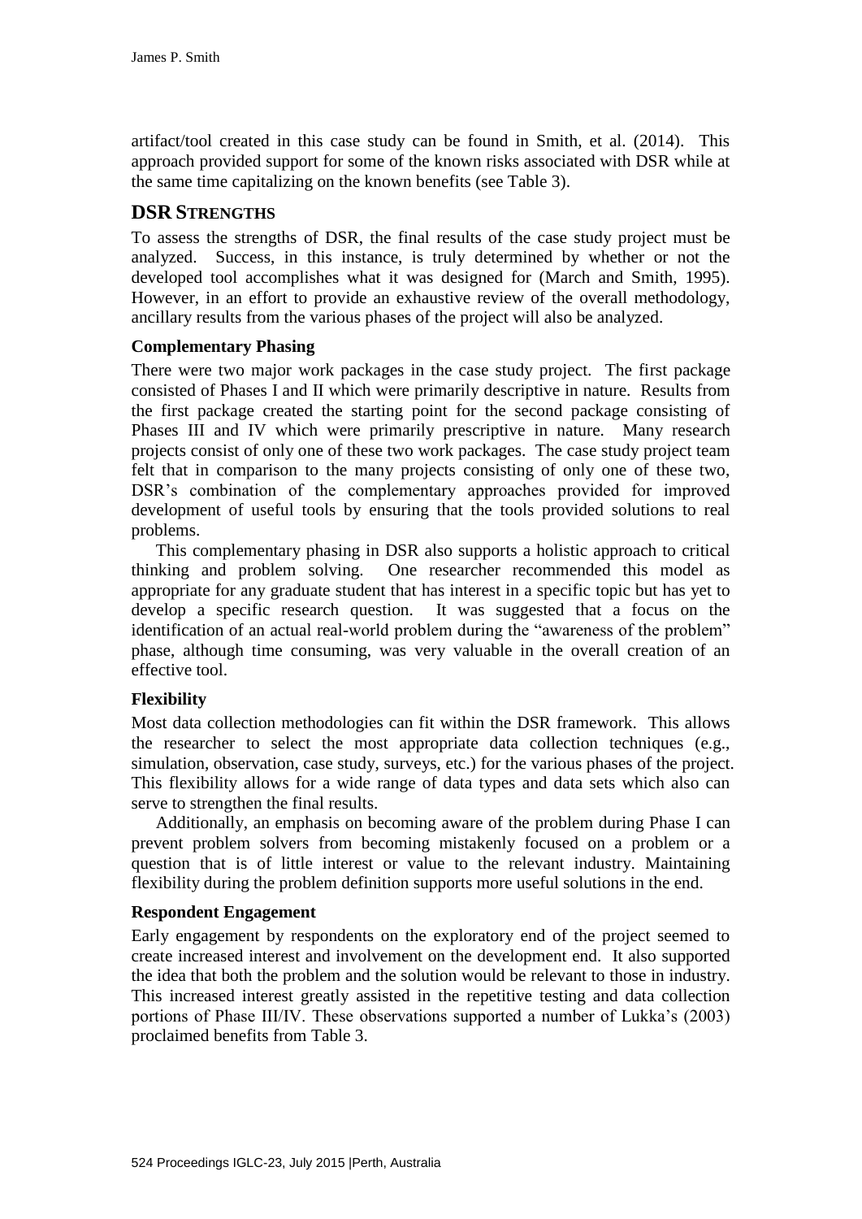artifact/tool created in this case study can be found in Smith, et al. (2014). This approach provided support for some of the known risks associated with DSR while at the same time capitalizing on the known benefits (see Table 3).

## DSR STRENGTHS

To assess the strengths of DSR, the final results of the case study project must be analyzed. Success, in this instance, is truly determined by whether or not the developed tool accomplishes what it was designed for (March and Smith, 1995). However, in an effort to provide an exhaustive review of the overall methodology, ancillary results from the various phases of the project will also be analyzed.

### Complementary Phasing

There were two major work packages in the case study project. The first package consisted of Phases I and II which were primarily descriptive in nature. Results from the first package created the starting point for the second package consisting of Phases III and IV which were primarily prescriptive in nature. Many research projects consist of only one of these two work packages. The case study project team felt that in comparison to the many projects consisting of only one of these two, DSR's combination of the complementary approaches provided for improved development of useful tools by ensuring that the tools provided solutions to real problems.

This complementary phasing in DSR also supports a holistic approach to critical thinking and problem solving. One researcher recommended this model as appropriate for any graduate student that has interest in a specific topic but has yet to develop a specific research question. It was suggested that a focus on the identification of an actual real-world problem during the "awareness of the problem" phase, although time consuming, was very valuable in the overall creation of an effective tool.

### Flexibility

Most data collection methodologies can fit within the DSR framework. This allows the researcher to select the most appropriate data collection techniques (e.g., simulation, observation, case study, surveys, etc.) for the various phases of the project. This flexibility allows for a wide range of data types and data sets which also can serve to strengthen the final results.

Additionally, an emphasis on becoming aware of the problem during Phase I can prevent problem solvers from becoming mistakenly focused on a problem or a question that is of little interest or value to the relevant industry. Maintaining flexibility during the problem definition supports more useful solutions in the end.

### Respondent Engagement

Early engagement by respondents on the exploratory end of the project seemed to create increased interest and involvement on the development end. It also supported the idea that both the problem and the solution would be relevant to those in industry. This increased interest greatly assisted in the repetitive testing and data collection portions of Phase III/IV. These observations supported a number of Lukka's (2003) proclaimed benefits from Table 3.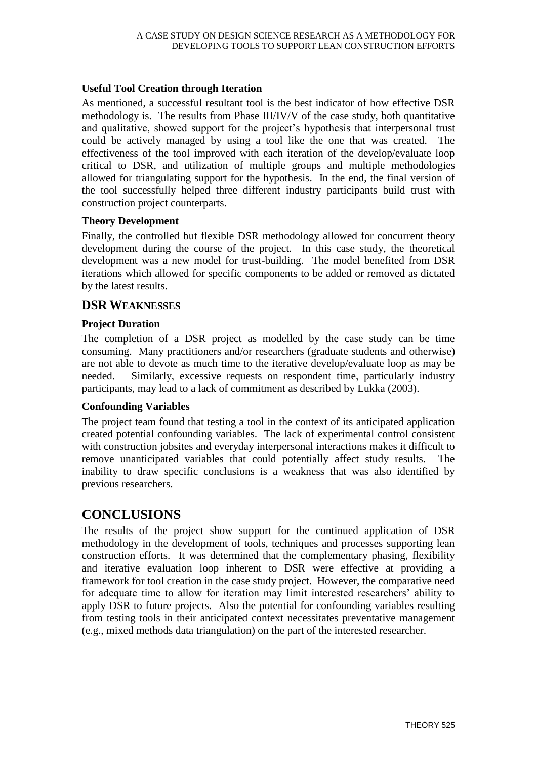### Useful Tool Creation through Iteration

As mentioned, a successful resultant tool is the best indicator of how effective DSR methodology is. The results from Phase III/IV/V of the case study, both quantitative and qualitative, showed support for the project's hypothesis that interpersonal trust could be actively managed by using a tool like the one that was created. The effectiveness of the tool improved with each iteration of the develop/evaluate loop critical to DSR, and utilization of multiple groups and multiple methodologies allowed for triangulating support for the hypothesis. In the end, the final version of the tool successfully helped three different industry participants build trust with construction project counterparts.

### Theory Development

Finally, the controlled but flexible DSR methodology allowed for concurrent theory development during the course of the project. In this case study, the theoretical development was a new model for trust-building. The model benefited from DSR iterations which allowed for specific components to be added or removed as dictated by the latest results.

## DSR Weaknesses

### Project Duration

The completion of a DSR project as modelled by the case study can be time consuming. Many practitioners and/or researchers (graduate students and otherwise) are not able to devote as much time to the iterative develop/evaluate loop as may be needed. Similarly, excessive requests on respondent time, particularly industry participants, may lead to a lack of commitment as described by Lukka (2003).

### Confounding Variables

The project team found that testing a tool in the context of its anticipated application created potential confounding variables. The lack of experimental control consistent with construction jobsites and everyday interpersonal interactions makes it difficult to remove unanticipated variables that could potentially affect study results. The inability to draw specific conclusions is a weakness that was also identified by previous researchers.

# CONCLUSIONS

The results of the project show support for the continued application of DSR methodology in the development of tools, techniques and processes supporting lean construction efforts. It was determined that the complementary phasing, flexibility and iterative evaluation loop inherent to DSR were effective at providing a framework for tool creation in the case study project. However, the comparative need for adequate time to allow for iteration may limit interested researchers' ability to apply DSR to future projects. Also the potential for confounding variables resulting from testing tools in their anticipated context necessitates preventative management (e.g., mixed methods data triangulation) on the part of the interested researcher.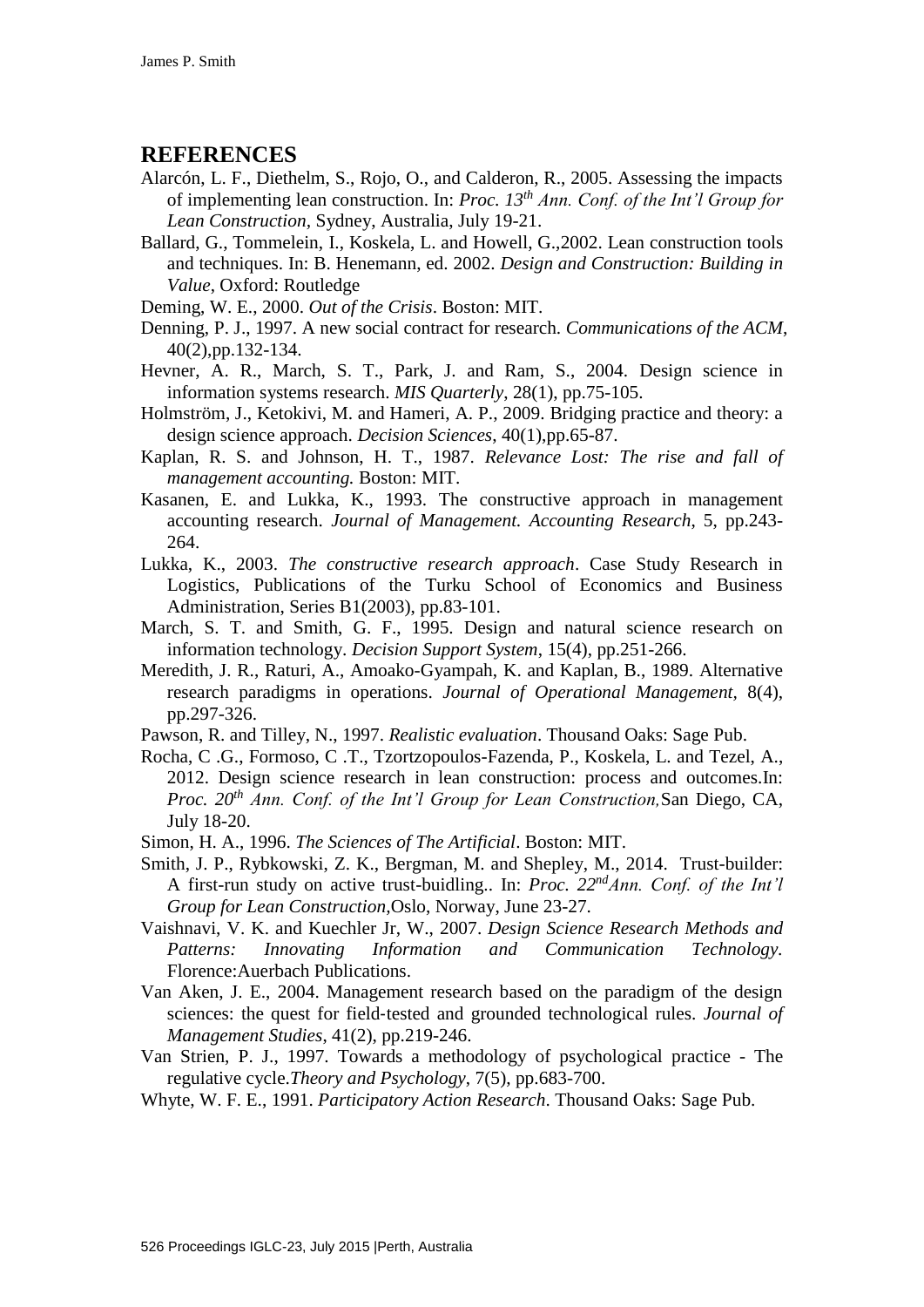## REFERENCES

Alarcón, L. F., Diethelm, S., Rojo, O., and Calderon, R., 2005. Assessing the impacts of implementing lean construction. In: *Proc. 13th Ann. Conf. of the Int'l Group for Lean Construction*, Sydney, Australia, July 19-21.

Ballard, G., Tommelein, I., Koskela, L. and Howell, G.,2002. Lean construction tools and techniques. In: B. Henemann, ed. 2002. *Design and Construction: Building in Value*, Oxford: Routledge

Deming, W. E., 2000. *Out of the Crisis*. Boston: MIT.

Denning, P. J., 1997. A new social contract for research. *Communications of the ACM*, 40(2),pp.132-134.

Hevner, A. R., March, S. T., Park, J. and Ram, S., 2004. Design science in information systems research. *MIS Quarterly*, 28(1), pp.75-105.

Holmström, J., Ketokivi, M. and Hameri, A. P., 2009. Bridging practice and theory: a design science approach. *Decision Sciences*, 40(1),pp.65-87.

Kaplan, R. S. and Johnson, H. T., 1987. *Relevance Lost: The rise and fall of management accounting.* Boston: MIT.

Kasanen, E. and Lukka, K., 1993. The constructive approach in management accounting research. *Journal of Management. Accounting Research*, 5, pp.243-264.

Lukka, K., 2003. *The constructive research approach*. Case Study Research in Logistics, Publications of the Turku School of Economics and Business Administration, Series B1(2003), pp.83-101.

March, S. T. and Smith, G. F., 1995. Design and natural science research on information technology. *Decision Support System*, 15(4), pp.251-266.

Meredith, J. R., Raturi, A., Amoako-Gyampah, K. and Kaplan, B., 1989. Alternative research paradigms in operations. *Journal of Operational Management*, 8(4), pp.297-326.

Pawson, R. and Tilley, N., 1997. *Realistic evaluation*. Thousand Oaks: Sage Pub.

Rocha, C .G., Formoso, C .T., Tzortzopoulos-Fazenda, P., Koskela, L. and Tezel, A., 2012. Design science research in lean construction: process and outcomes.In: *Proc. 20th Ann. Conf. of the Int'l Group for Lean Construction,*San Diego, CA, July 18-20.

Simon, H. A., 1996. *The Sciences of The Artificial*. Boston: MIT.

Smith, J. P., Rybkowski, Z. K., Bergman, M. and Shepley, M., 2014. Trust-builder: A first-run study on active trust-buidling.. In: *Proc. 22ndAnn. Conf. of the Int'l Group for Lean Construction*,Oslo, Norway, June 23-27.

Vaishnavi, V. K. and Kuechler Jr, W., 2007. *Design Science Research Methods and Patterns: Innovating Information and Communication Technology.* Florence:Auerbach Publications.

Van Aken, J. E., 2004. Management research based on the paradigm of the design sciences: the quest for field-tested and grounded technological rules. *Journal of Management Studies*, 41(2), pp.219-246.

Van Strien, P. J., 1997. Towards a methodology of psychological practice - The regulative cycle.*Theory and Psychology*, 7(5), pp.683-700.

Whyte, W. F. E., 1991. *Participatory Action Research*. Thousand Oaks: Sage Pub.